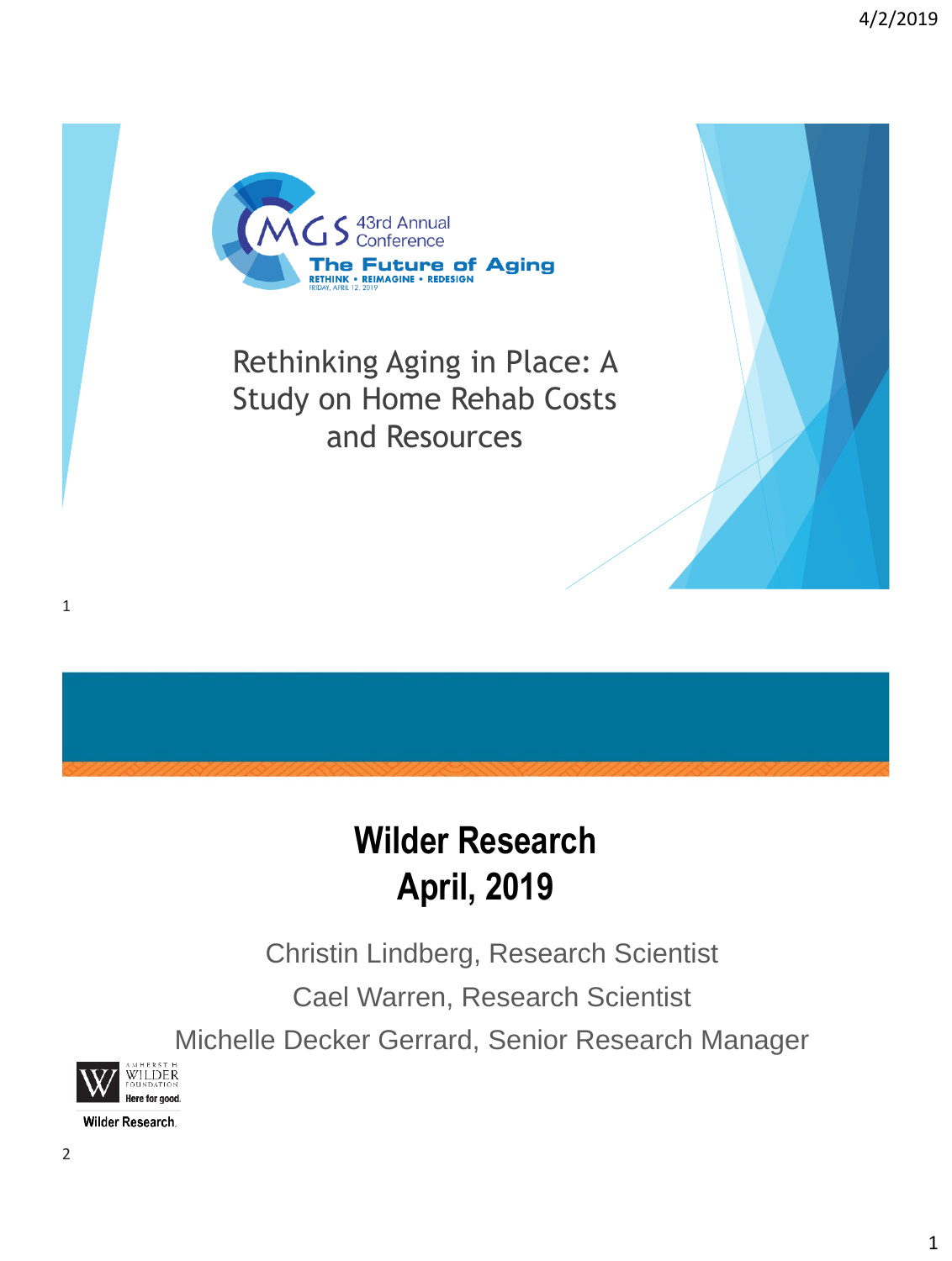MGS 43rd Annual Conference

The Future of Aging

RETHINK • REIMAGINE • REDESIGN

FRIDAY, APRIL 12, 2019

# Rethinking Aging in Place: A Study on Home Rehab Costs and Resources

## Wilder Research
## April, 2019

Christin Lindberg, Research Scientist

Cael Warren, Research Scientist

Michelle Decker Gerrard, Senior Research Manager

AMHERST H. WILDER FOUNDATION

Here for good.

Wilder Research.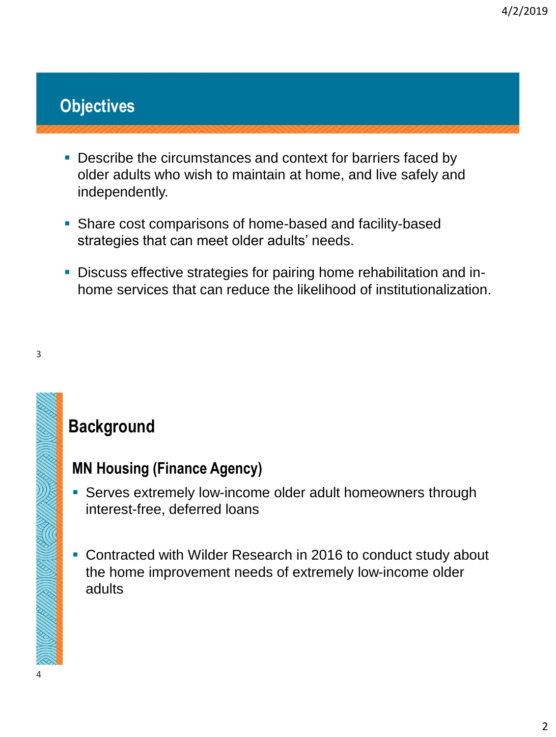## Objectives

- Describe the circumstances and context for barriers faced by older adults who wish to maintain at home, and live safely and independently.
- Share cost comparisons of home-based and facility-based strategies that can meet older adults' needs.
- Discuss effective strategies for pairing home rehabilitation and in-home services that can reduce the likelihood of institutionalization.

## Background

### MN Housing (Finance Agency)

- Serves extremely low-income older adult homeowners through interest-free, deferred loans
- Contracted with Wilder Research in 2016 to conduct study about the home improvement needs of extremely low-income older adults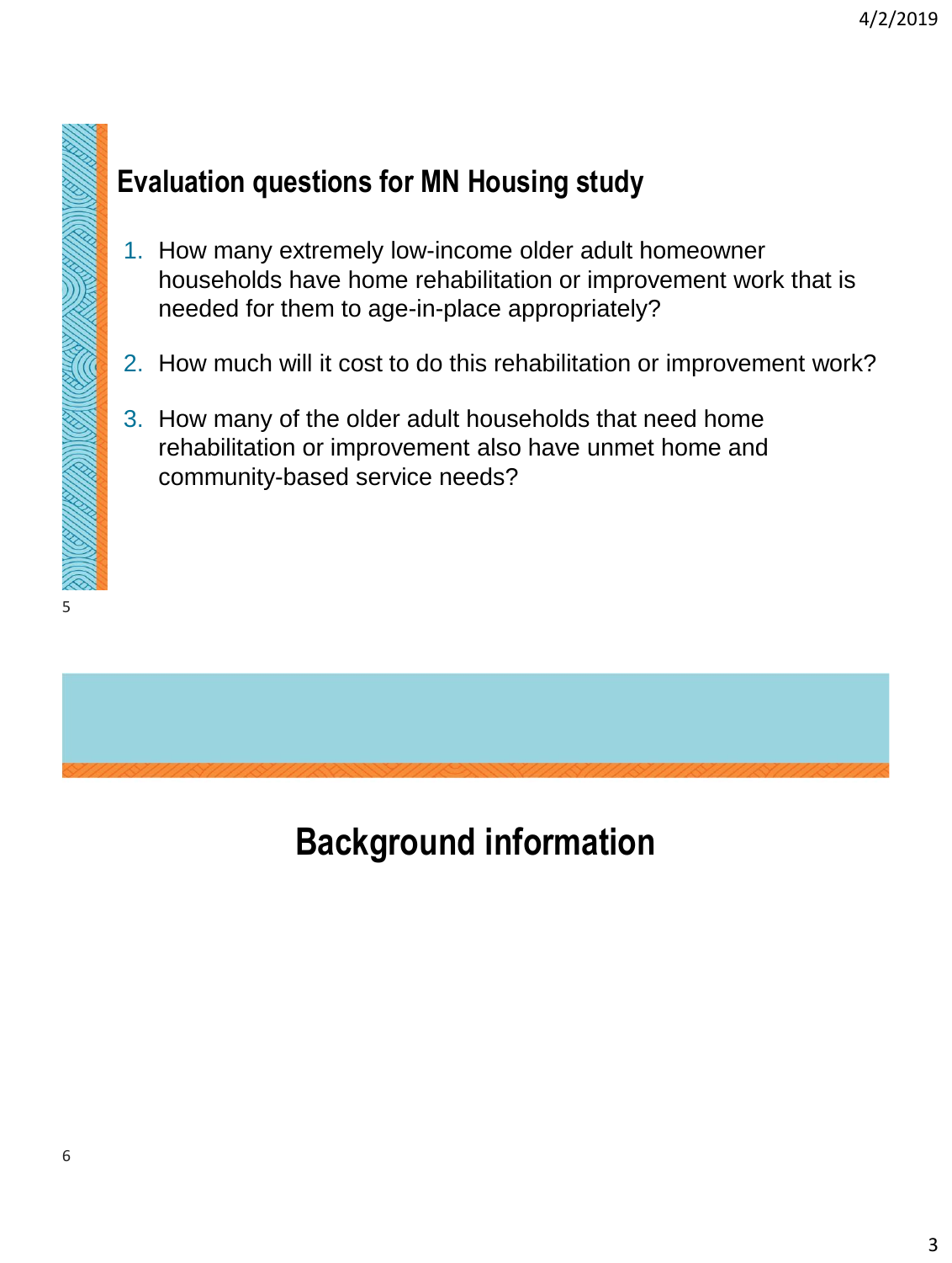## Evaluation questions for MN Housing study

1. How many extremely low-income older adult homeowner households have home rehabilitation or improvement work that is needed for them to age-in-place appropriately?
2. How much will it cost to do this rehabilitation or improvement work?
3. How many of the older adult households that need home rehabilitation or improvement also have unmet home and community-based service needs?

## Background information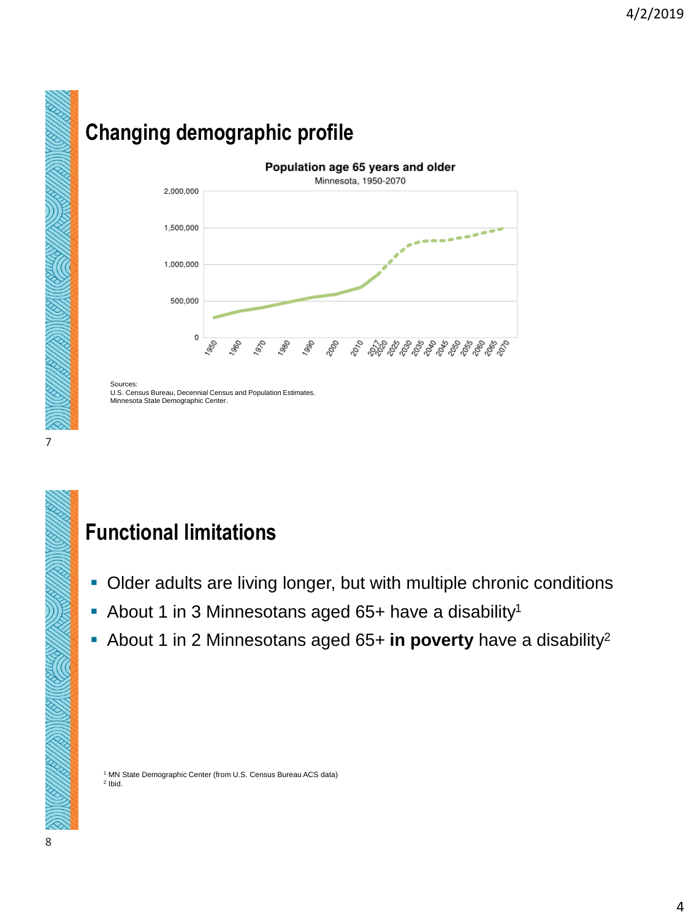## Changing demographic profile

**Population age 65 years and older**

Minnesota, 1950-2070

Sources:
U.S. Census Bureau, Decennial Census and Population Estimates.
Minnesota State Demographic Center.

## Functional limitations

- Older adults are living longer, but with multiple chronic conditions
- About 1 in 3 Minnesotans aged 65+ have a disability[1]
- About 1 in 2 Minnesotans aged 65+ **in poverty** have a disability[2]

[1] MN State Demographic Center (from U.S. Census Bureau ACS data)
[2] Ibid.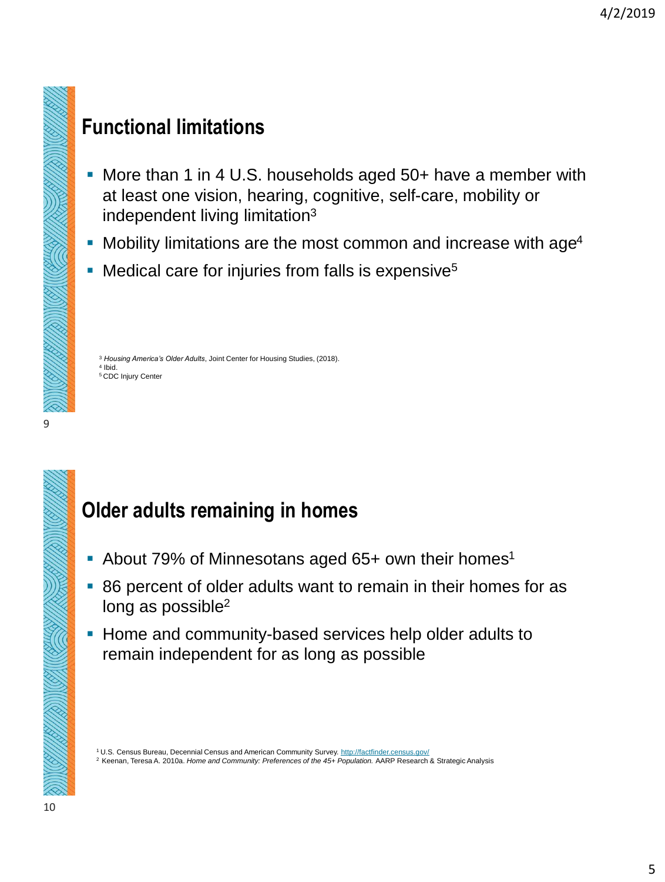## Functional limitations

- More than 1 in 4 U.S. households aged 50+ have a member with at least one vision, hearing, cognitive, self-care, mobility or independent living limitation[3]
- Mobility limitations are the most common and increase with age[4]
- Medical care for injuries from falls is expensive[5]

[3] *Housing America's Older Adults*, Joint Center for Housing Studies, (2018).
[4] Ibid.
[5] CDC Injury Center

## Older adults remaining in homes

- About 79% of Minnesotans aged 65+ own their homes[1]
- 86 percent of older adults want to remain in their homes for as long as possible[2]
- Home and community-based services help older adults to remain independent for as long as possible

[1] U.S. Census Bureau, Decennial Census and American Community Survey. http://factfinder.census.gov/
[2] Keenan, Teresa A. 2010a. *Home and Community: Preferences of the 45+ Population.* AARP Research & Strategic Analysis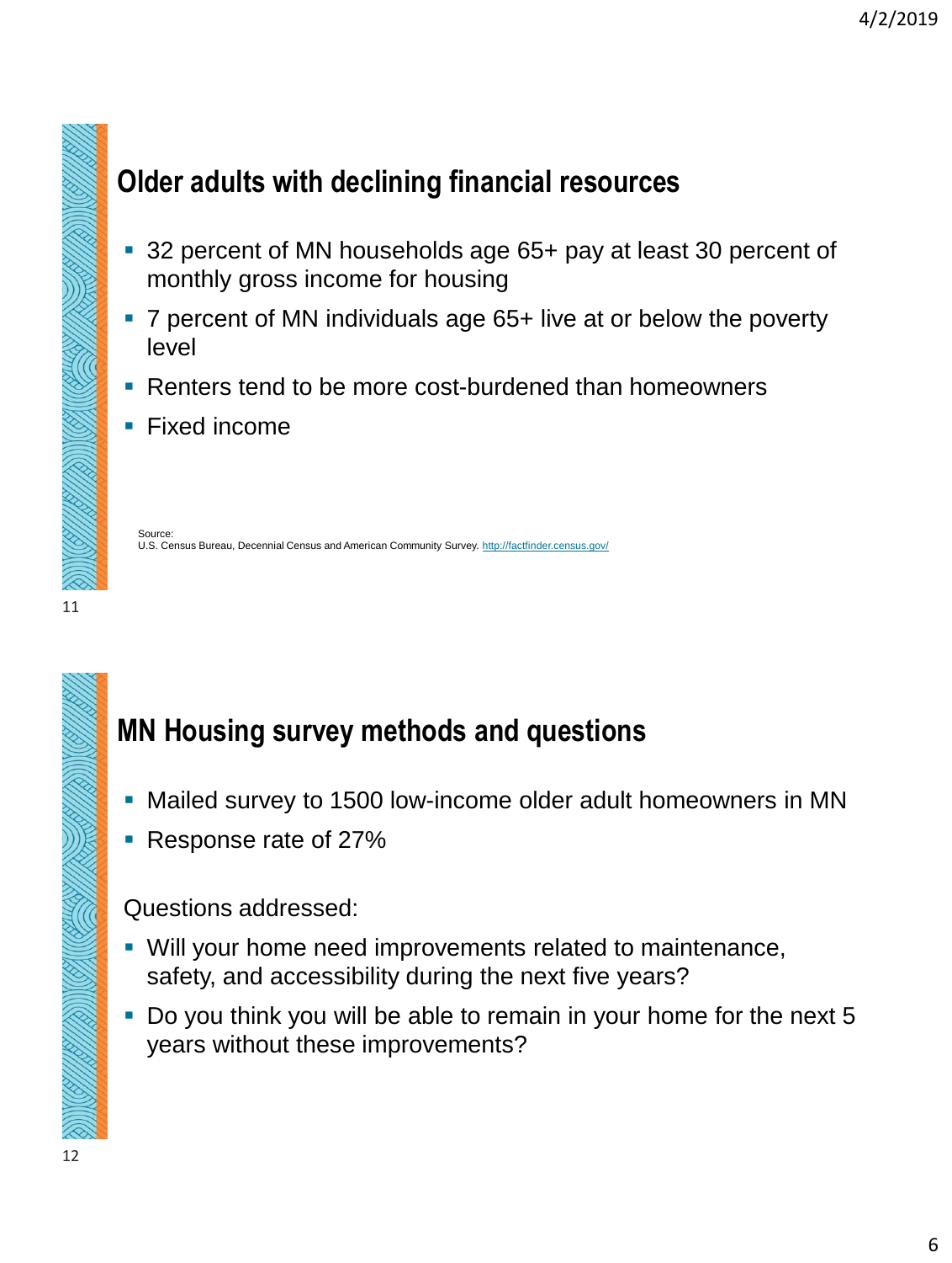## Older adults with declining financial resources

- 32 percent of MN households age 65+ pay at least 30 percent of monthly gross income for housing
- 7 percent of MN individuals age 65+ live at or below the poverty level
- Renters tend to be more cost-burdened than homeowners
- Fixed income

Source:
U.S. Census Bureau, Decennial Census and American Community Survey. http://factfinder.census.gov/

## MN Housing survey methods and questions

- Mailed survey to 1500 low-income older adult homeowners in MN
- Response rate of 27%

Questions addressed:

- Will your home need improvements related to maintenance, safety, and accessibility during the next five years?
- Do you think you will be able to remain in your home for the next 5 years without these improvements?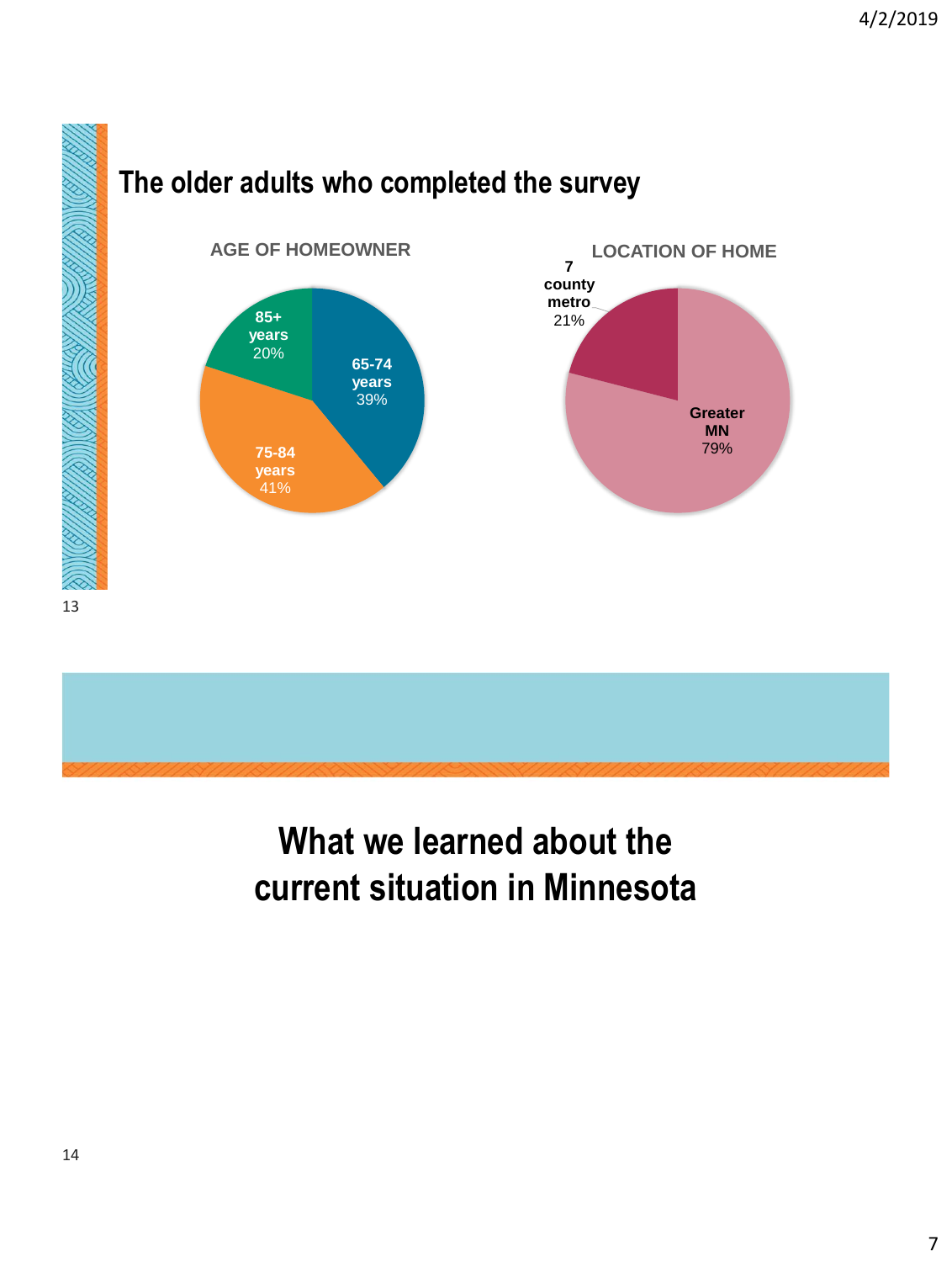## The older adults who completed the survey

**AGE OF HOMEOWNER**

- **65-74 years** 39%
- **75-84 years** 41%
- **85+ years** 20%

**LOCATION OF HOME**

- **7 county metro** 21%
- **Greater MN** 79%

# What we learned about the current situation in Minnesota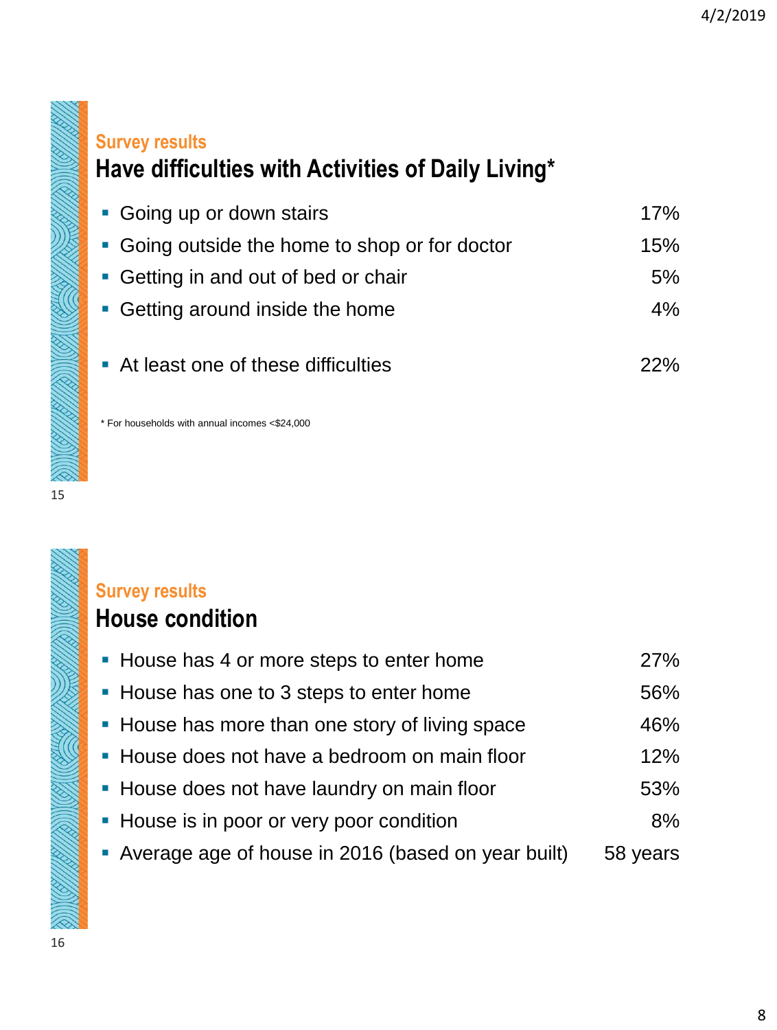Survey results

## Have difficulties with Activities of Daily Living*

| Activity | Percent |
| --- | --- |
| Going up or down stairs | 17% |
| Going outside the home to shop or for doctor | 15% |
| Getting in and out of bed or chair | 5% |
| Getting around inside the home | 4% |
| At least one of these difficulties | 22% |

* For households with annual incomes <$24,000

Survey results

## House condition

| Condition | Value |
| --- | --- |
| House has 4 or more steps to enter home | 27% |
| House has one to 3 steps to enter home | 56% |
| House has more than one story of living space | 46% |
| House does not have a bedroom on main floor | 12% |
| House does not have laundry on main floor | 53% |
| House is in poor or very poor condition | 8% |
| Average age of house in 2016 (based on year built) | 58 years |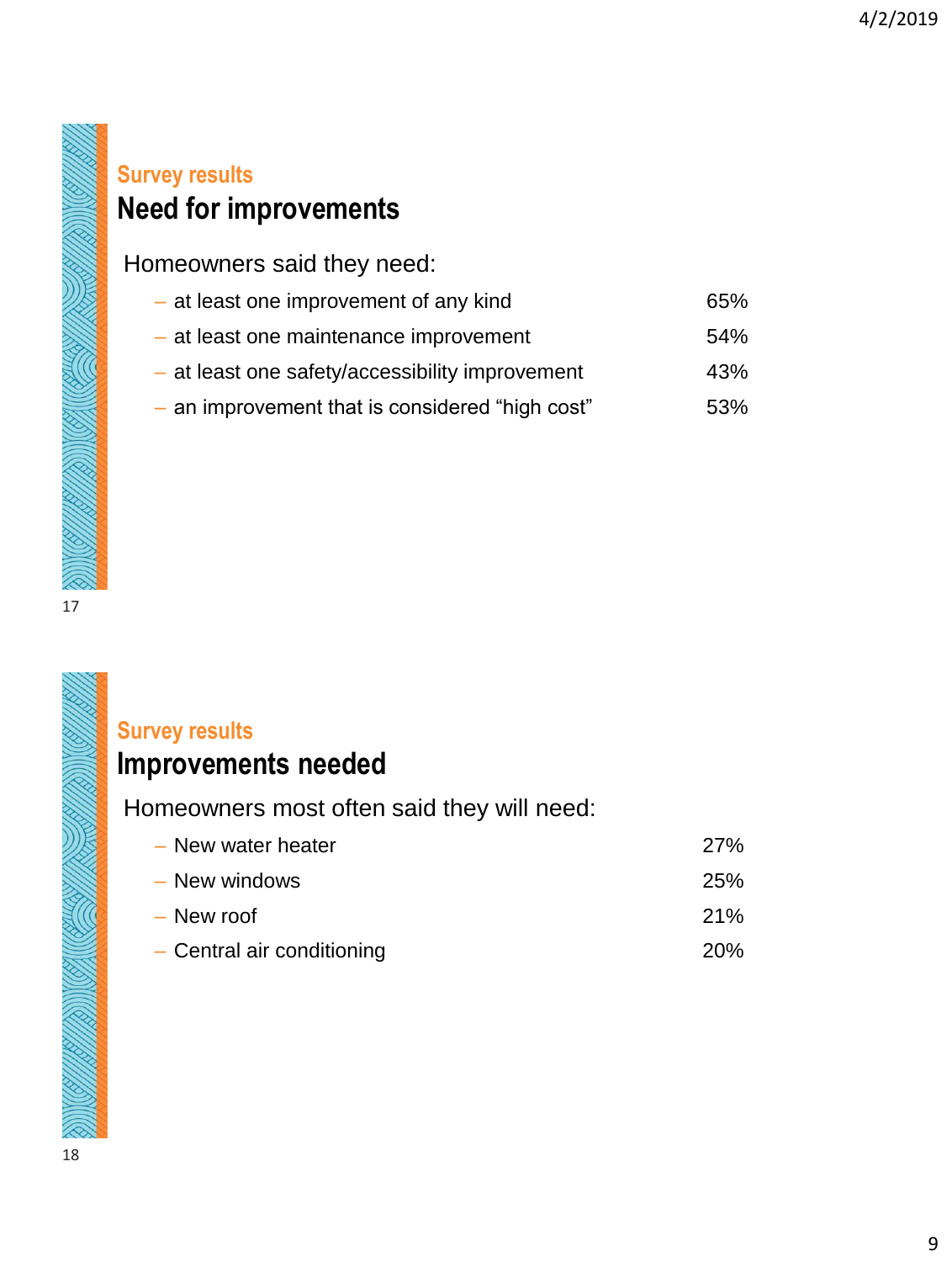## Survey results

# Need for improvements

Homeowners said they need:

| | |
|---|---|
| – at least one improvement of any kind | 65% |
| – at least one maintenance improvement | 54% |
| – at least one safety/accessibility improvement | 43% |
| – an improvement that is considered "high cost" | 53% |

## Survey results

# Improvements needed

Homeowners most often said they will need:

| | |
|---|---|
| – New water heater | 27% |
| – New windows | 25% |
| – New roof | 21% |
| – Central air conditioning | 20% |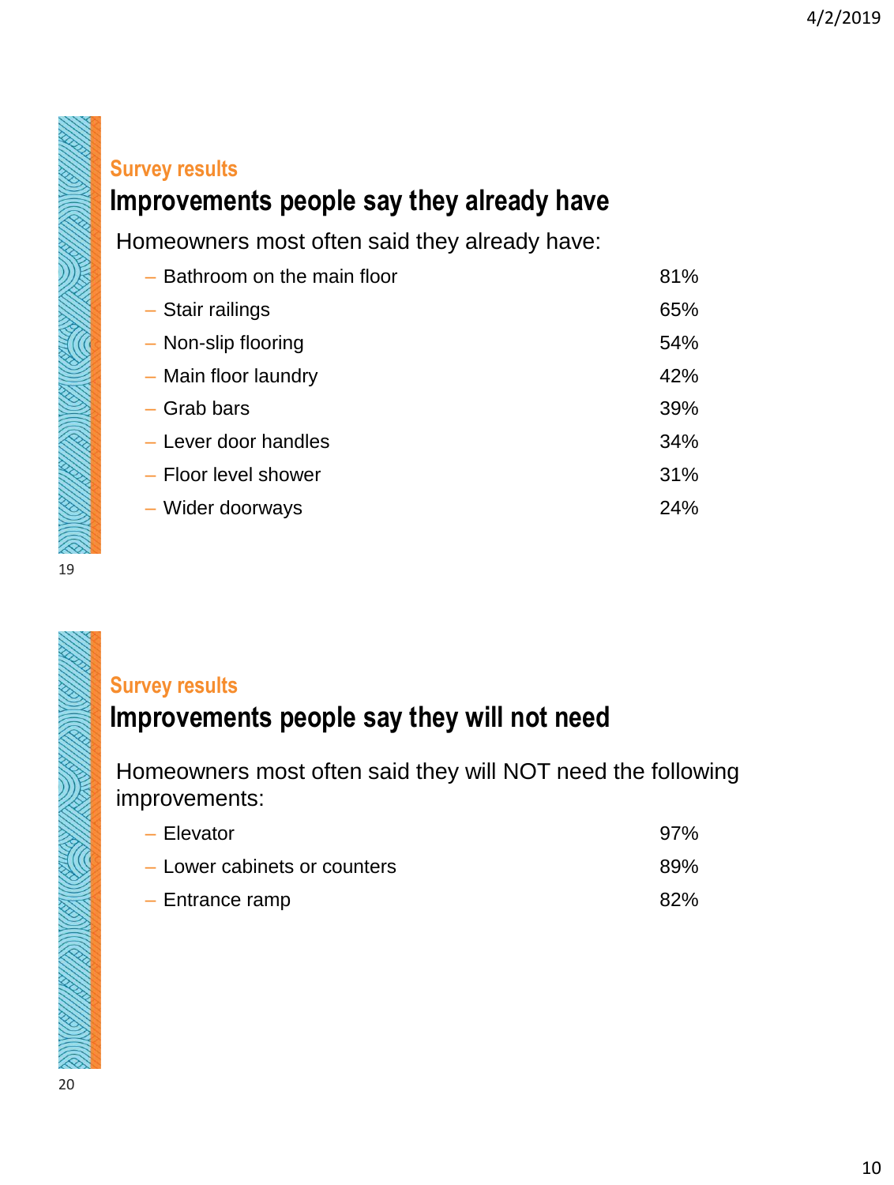### Survey results

## Improvements people say they already have

Homeowners most often said they already have:

| Improvement | Percentage |
| --- | --- |
| Bathroom on the main floor | 81% |
| Stair railings | 65% |
| Non-slip flooring | 54% |
| Main floor laundry | 42% |
| Grab bars | 39% |
| Lever door handles | 34% |
| Floor level shower | 31% |
| Wider doorways | 24% |

### Survey results

## Improvements people say they will not need

Homeowners most often said they will NOT need the following improvements:

| Improvement | Percentage |
| --- | --- |
| Elevator | 97% |
| Lower cabinets or counters | 89% |
| Entrance ramp | 82% |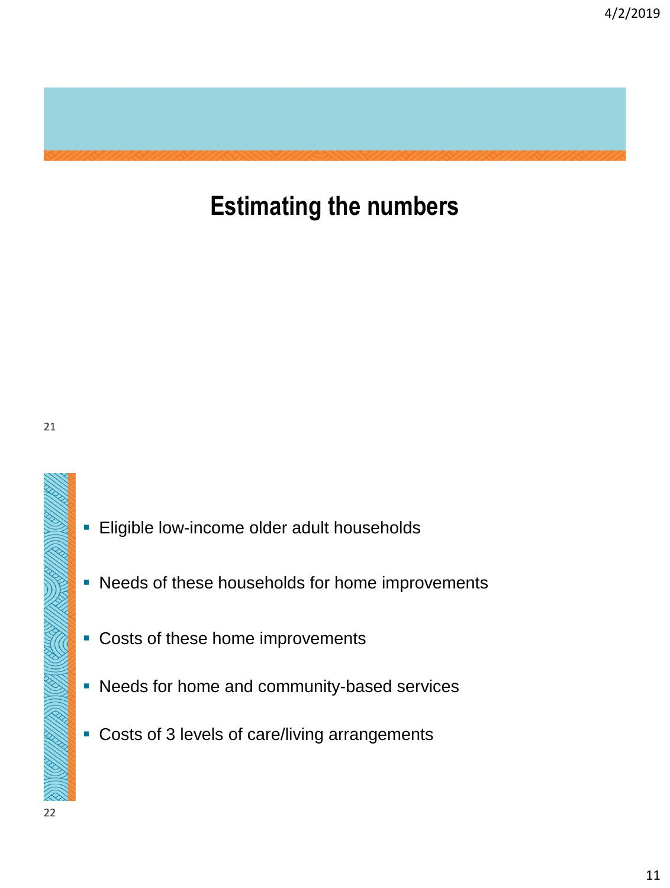# Estimating the numbers

- Eligible low-income older adult households
- Needs of these households for home improvements
- Costs of these home improvements
- Needs for home and community-based services
- Costs of 3 levels of care/living arrangements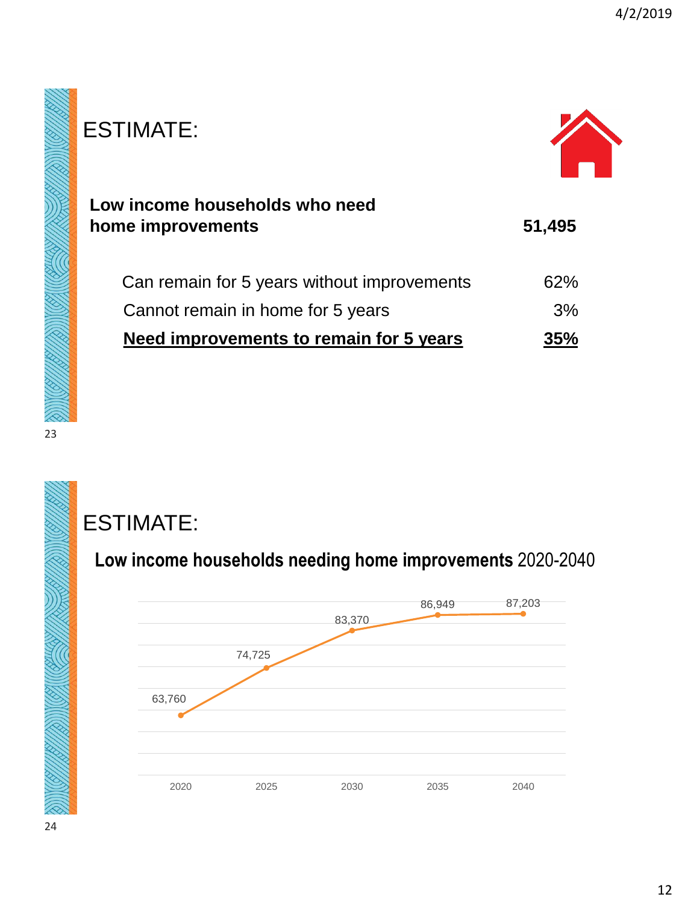# ESTIMATE:

| **Low income households who need home improvements** | **51,495** |
|---|---|
| Can remain for 5 years without improvements | 62% |
| Cannot remain in home for 5 years | 3% |
| **Need improvements to remain for 5 years** | **35%** |

# ESTIMATE:

**Low income households needing home improvements** 2020-2040

| Year | Households |
|---|---|
| 2020 | 63,760 |
| 2025 | 74,725 |
| 2030 | 83,370 |
| 2035 | 86,949 |
| 2040 | 87,203 |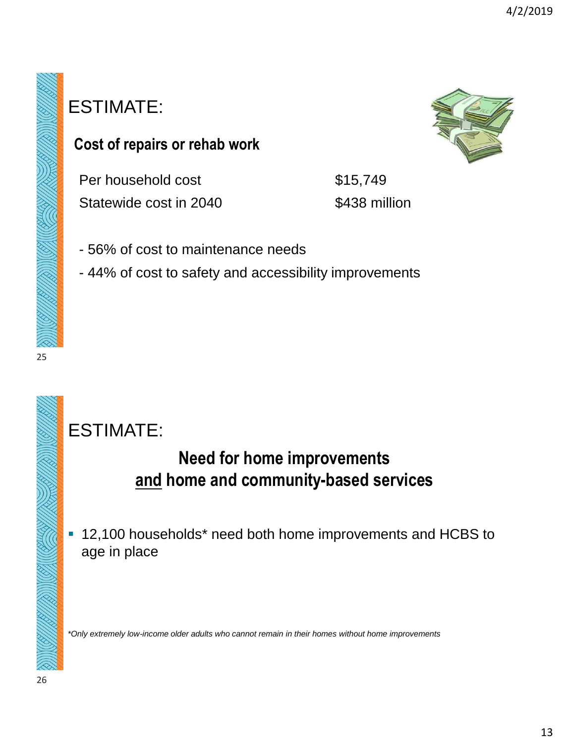# ESTIMATE:

## Cost of repairs or rehab work

| | |
|---|---|
| Per household cost | $15,749 |
| Statewide cost in 2040 | $438 million |

- 56% of cost to maintenance needs
- 44% of cost to safety and accessibility improvements

# ESTIMATE:

## Need for home improvements and home and community-based services

- 12,100 households* need both home improvements and HCBS to age in place

*\*Only extremely low-income older adults who cannot remain in their homes without home improvements*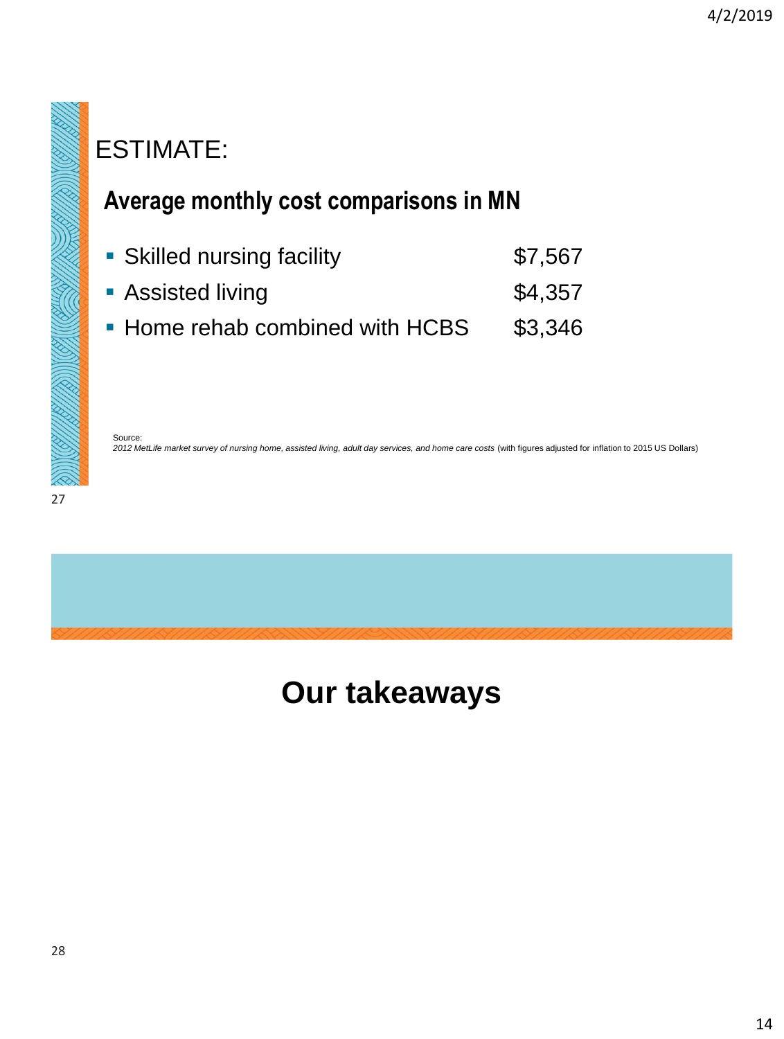ESTIMATE:

## Average monthly cost comparisons in MN

| | |
|---|---|
| Skilled nursing facility | $7,567 |
| Assisted living | $4,357 |
| Home rehab combined with HCBS | $3,346 |

Source:
*2012 MetLife market survey of nursing home, assisted living, adult day services, and home care costs* (with figures adjusted for inflation to 2015 US Dollars)

# Our takeaways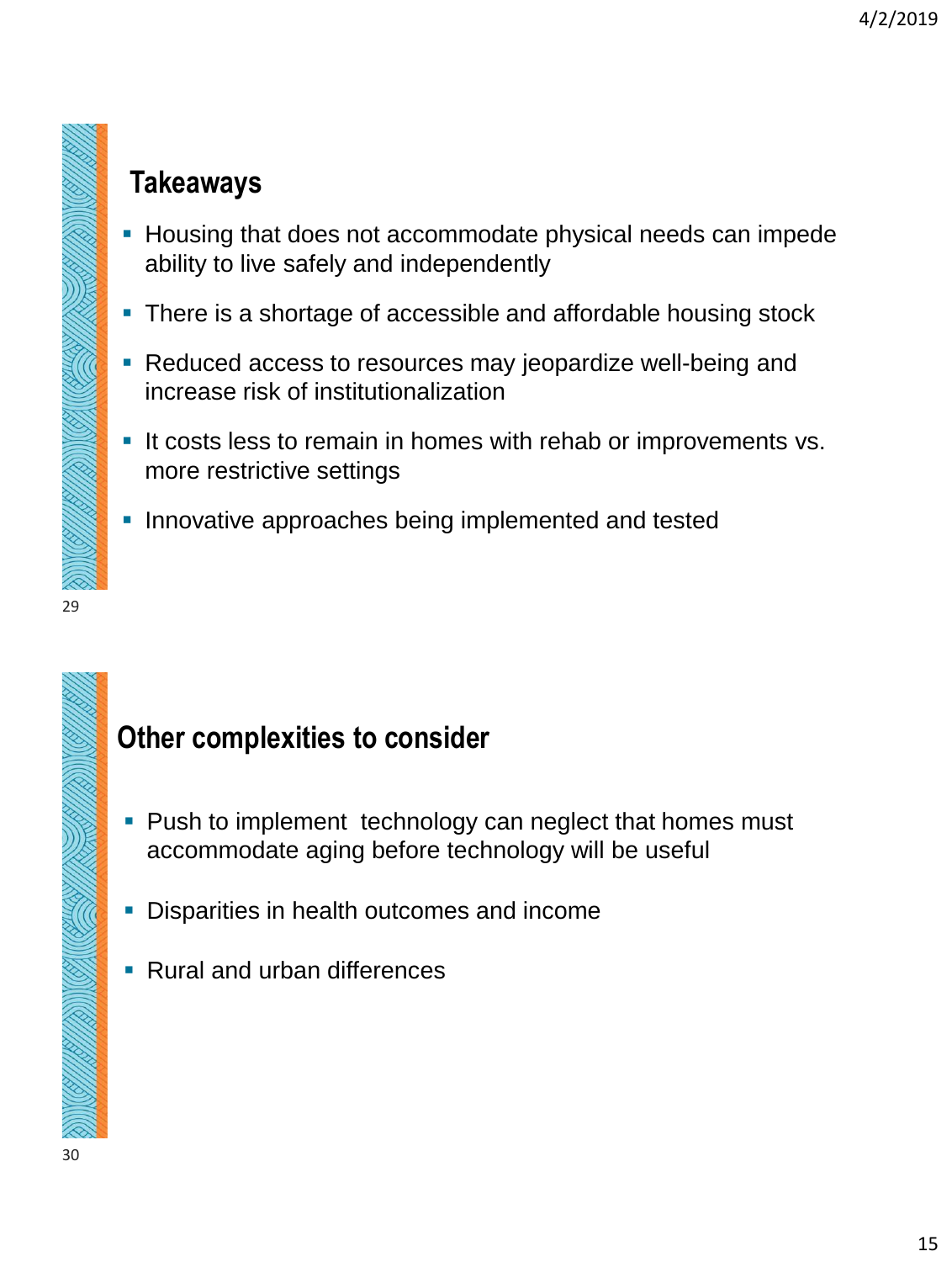## Takeaways

- Housing that does not accommodate physical needs can impede ability to live safely and independently
- There is a shortage of accessible and affordable housing stock
- Reduced access to resources may jeopardize well-being and increase risk of institutionalization
- It costs less to remain in homes with rehab or improvements vs. more restrictive settings
- Innovative approaches being implemented and tested

## Other complexities to consider

- Push to implement technology can neglect that homes must accommodate aging before technology will be useful
- Disparities in health outcomes and income
- Rural and urban differences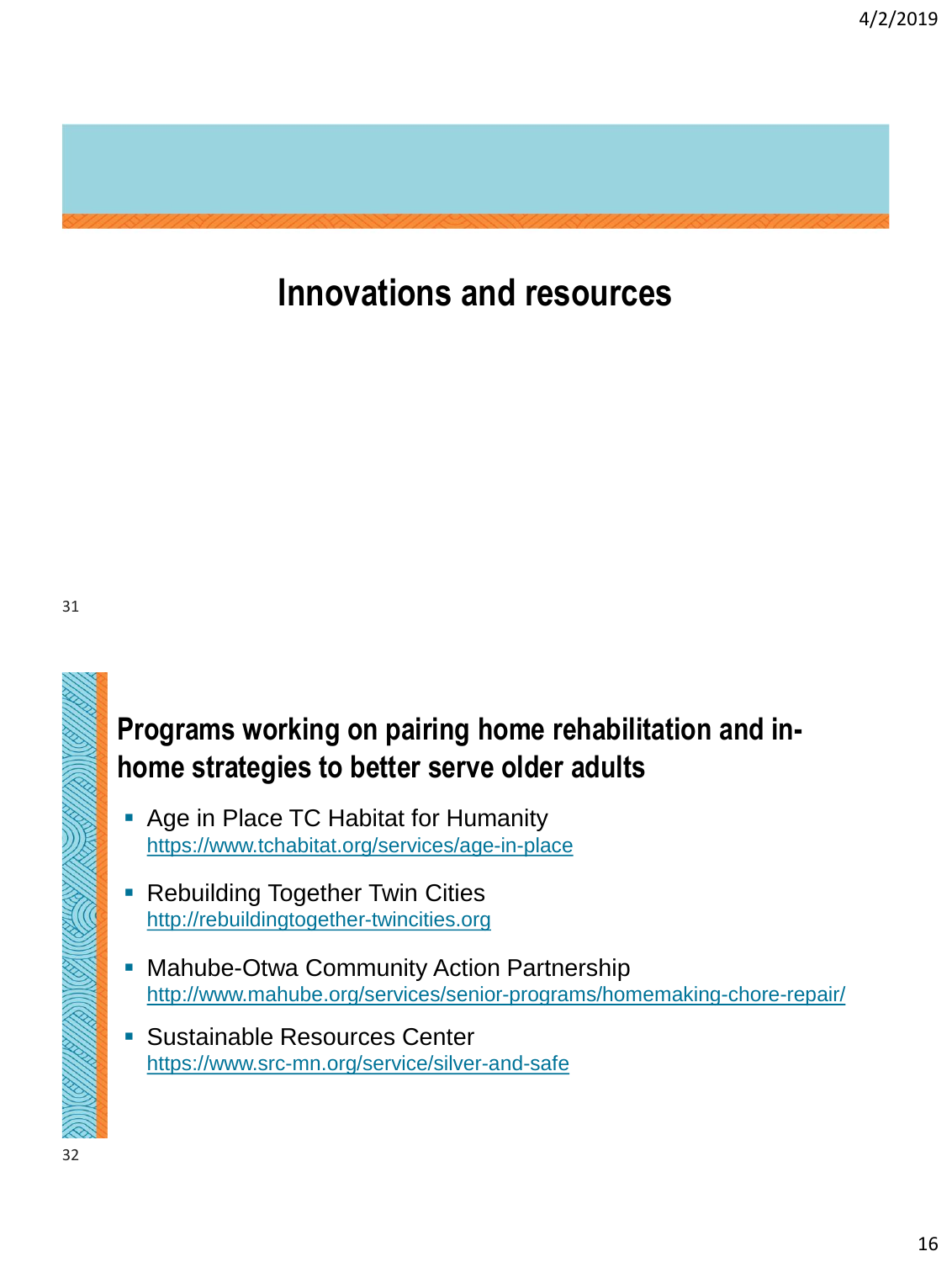# Innovations and resources

## Programs working on pairing home rehabilitation and in-home strategies to better serve older adults

- Age in Place TC Habitat for Humanity
  https://www.tchabitat.org/services/age-in-place
- Rebuilding Together Twin Cities
  http://rebuildingtogether-twincities.org
- Mahube-Otwa Community Action Partnership
  http://www.mahube.org/services/senior-programs/homemaking-chore-repair/
- Sustainable Resources Center
  https://www.src-mn.org/service/silver-and-safe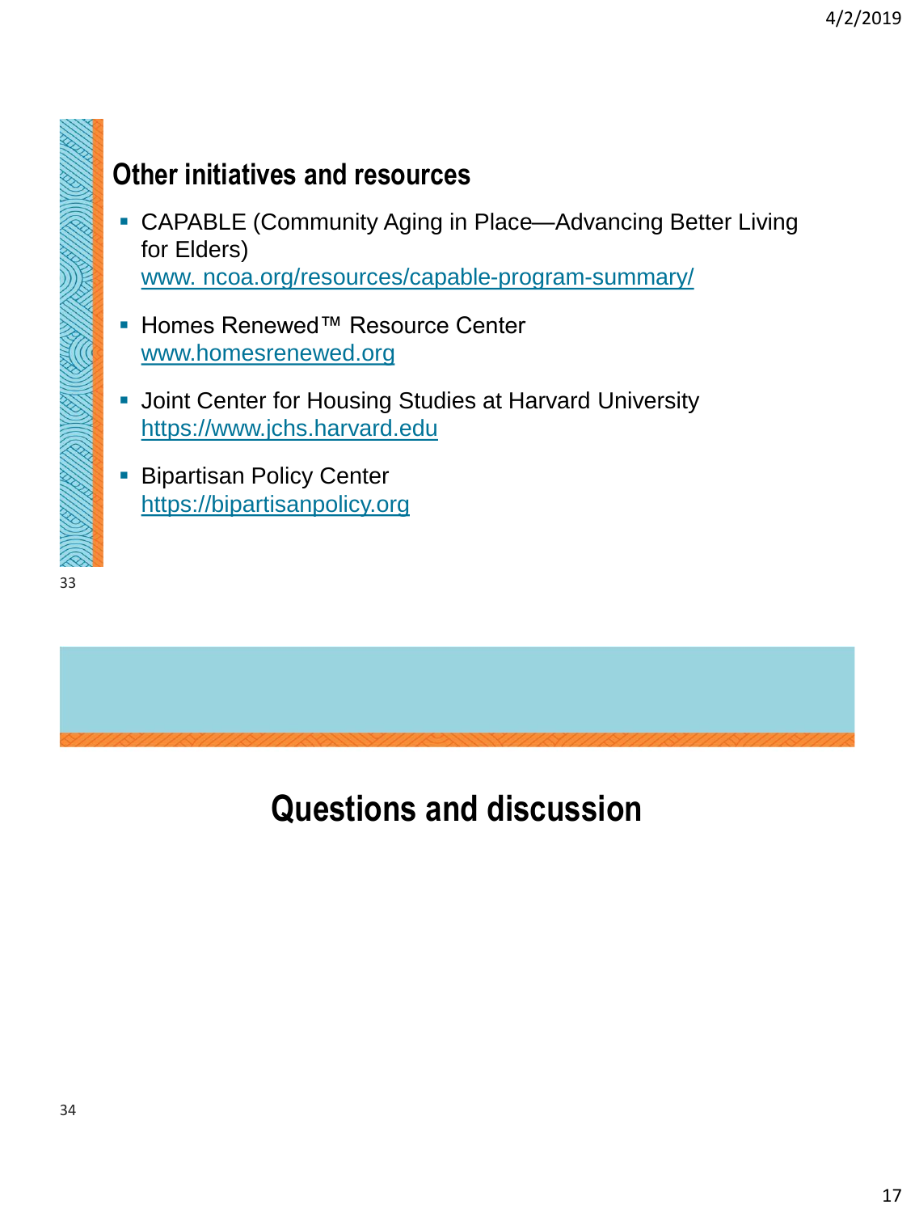## Other initiatives and resources

- CAPABLE (Community Aging in Place—Advancing Better Living for Elders)
  www. ncoa.org/resources/capable-program-summary/
- Homes Renewed™ Resource Center
  www.homesrenewed.org
- Joint Center for Housing Studies at Harvard University
  https://www.jchs.harvard.edu
- Bipartisan Policy Center
  https://bipartisanpolicy.org

## Questions and discussion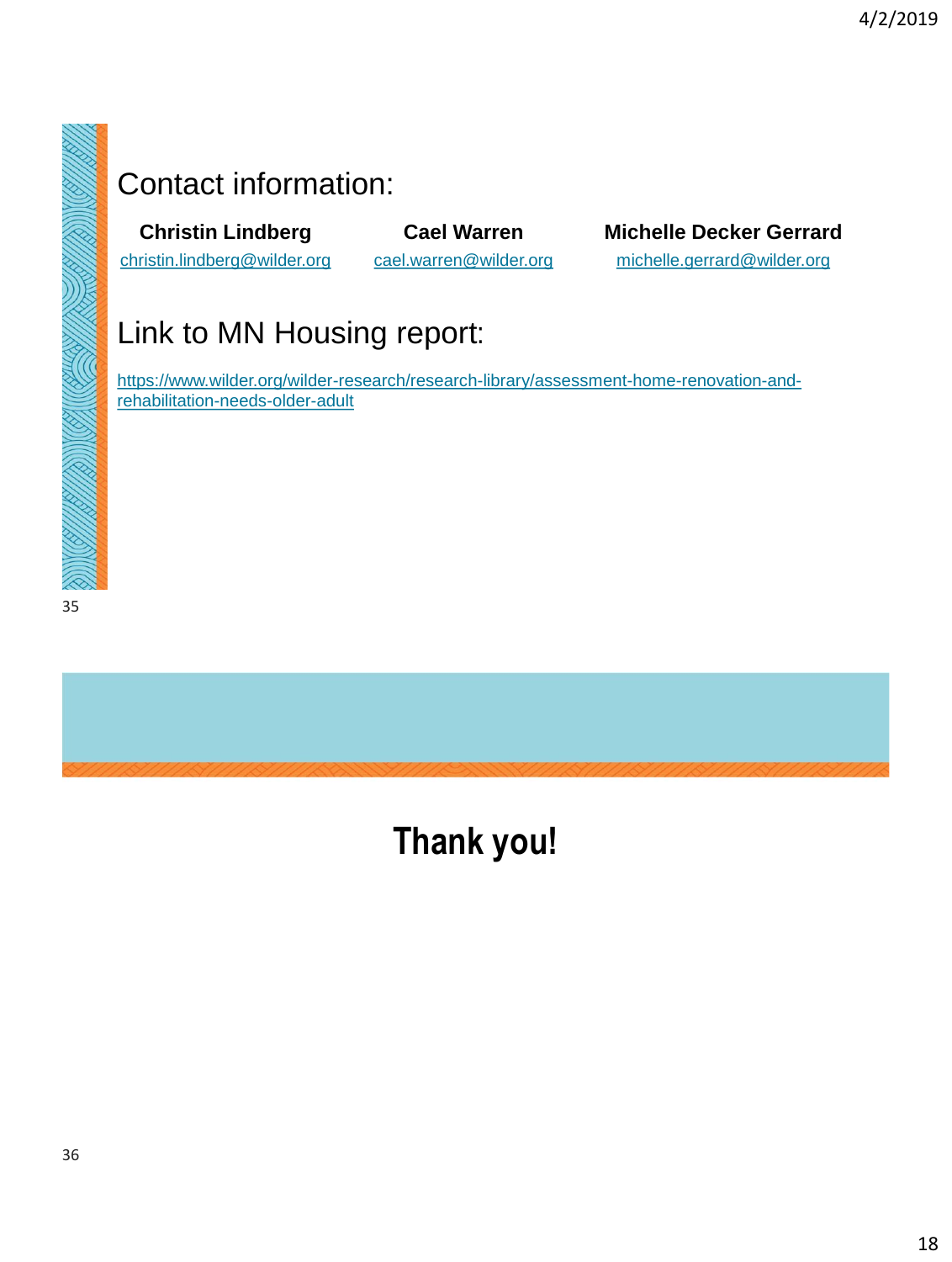## Contact information:

| Christin Lindberg | Cael Warren | Michelle Decker Gerrard |
|---|---|---|
| christin.lindberg@wilder.org | cael.warren@wilder.org | michelle.gerrard@wilder.org |

## Link to MN Housing report:

https://www.wilder.org/wilder-research/research-library/assessment-home-renovation-and-rehabilitation-needs-older-adult

# Thank you!